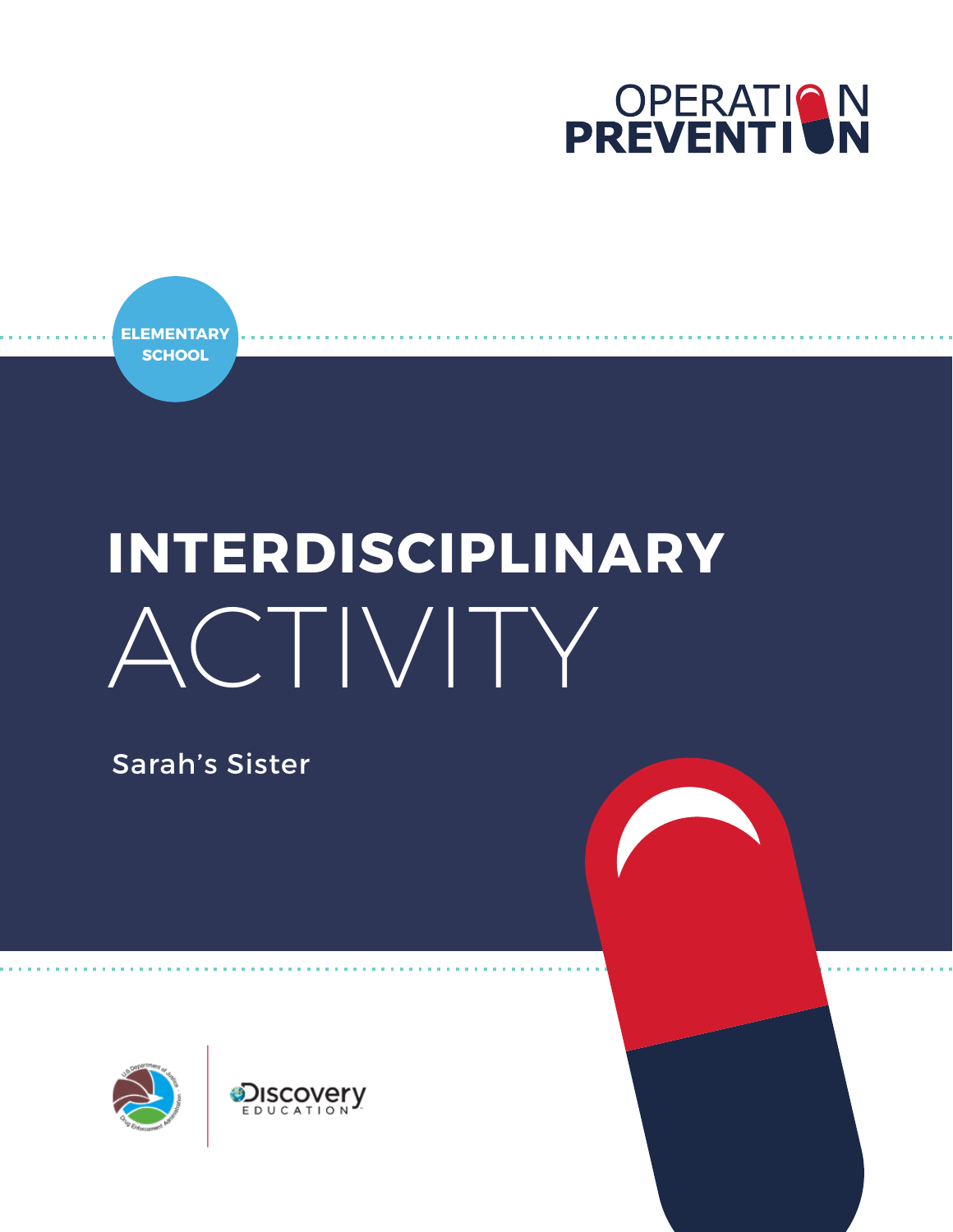OPERATION PREVENTION

ELEMENTARY SCHOOL

# INTERDISCIPLINARY ACTIVITY

Sarah's Sister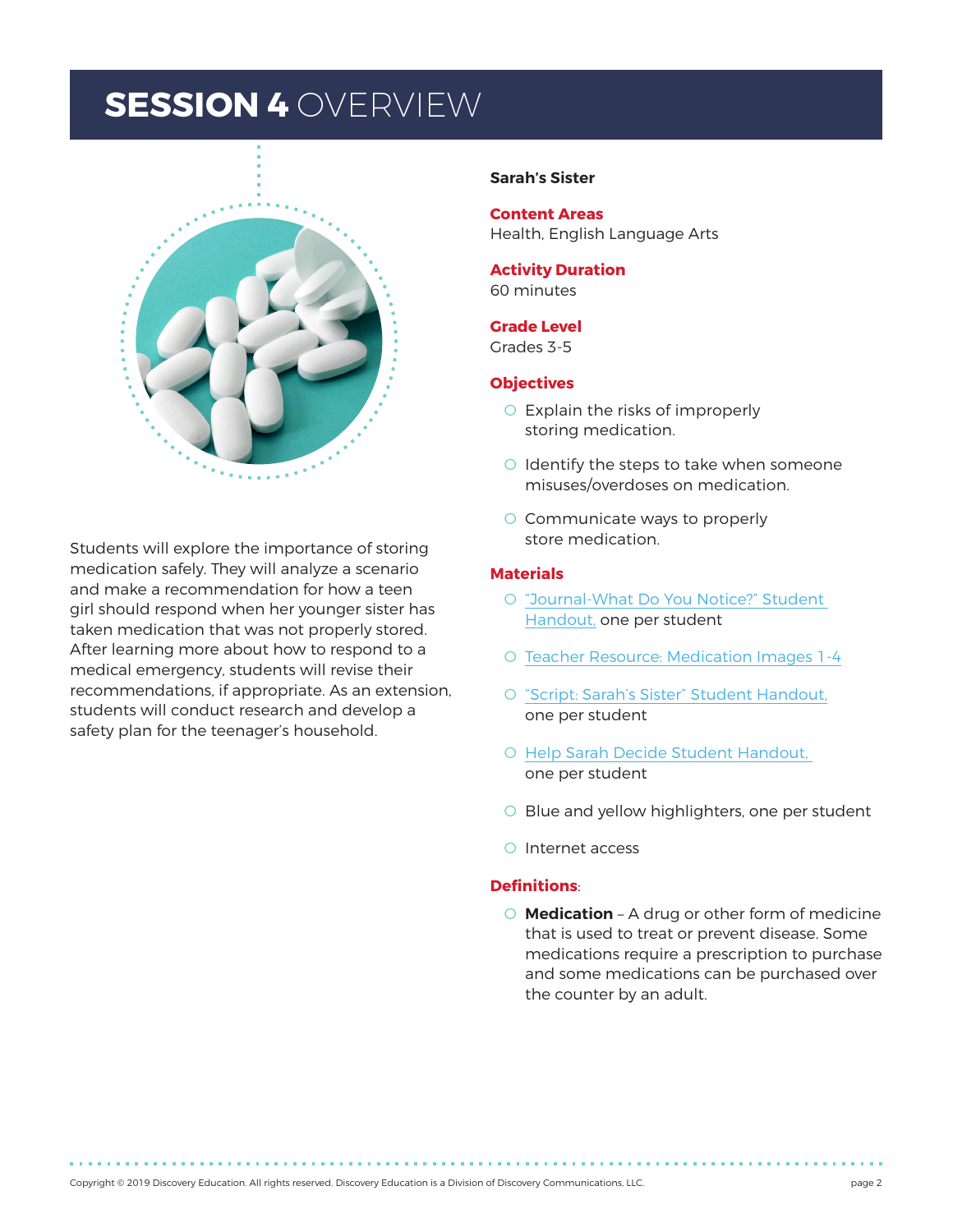# SESSION 4 OVERVIEW

Students will explore the importance of storing medication safely. They will analyze a scenario and make a recommendation for how a teen girl should respond when her younger sister has taken medication that was not properly stored. After learning more about how to respond to a medical emergency, students will revise their recommendations, if appropriate. As an extension, students will conduct research and develop a safety plan for the teenager's household.

**Sarah's Sister**

**Content Areas**
Health, English Language Arts

**Activity Duration**
60 minutes

**Grade Level**
Grades 3-5

**Objectives**

- Explain the risks of improperly storing medication.
- Identify the steps to take when someone misuses/overdoses on medication.
- Communicate ways to properly store medication.

**Materials**

- "Journal-What Do You Notice?" Student Handout, one per student
- Teacher Resource: Medication Images 1-4
- "Script: Sarah's Sister" Student Handout, one per student
- Help Sarah Decide Student Handout, one per student
- Blue and yellow highlighters, one per student
- Internet access

**Definitions**:

- **Medication** – A drug or other form of medicine that is used to treat or prevent disease. Some medications require a prescription to purchase and some medications can be purchased over the counter by an adult.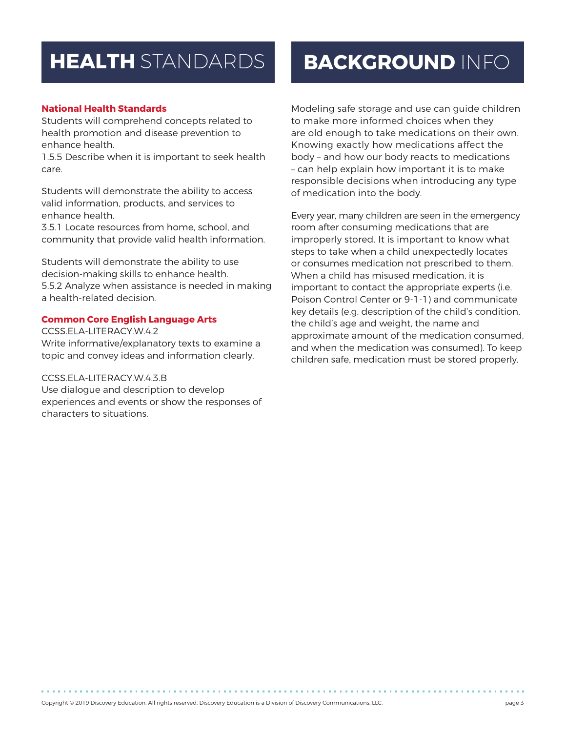# HEALTH STANDARDS

**National Health Standards**

Students will comprehend concepts related to health promotion and disease prevention to enhance health.
1.5.5 Describe when it is important to seek health care.

Students will demonstrate the ability to access valid information, products, and services to enhance health.
3.5.1 Locate resources from home, school, and community that provide valid health information.

Students will demonstrate the ability to use decision-making skills to enhance health.
5.5.2 Analyze when assistance is needed in making a health-related decision.

**Common Core English Language Arts**

CCSS.ELA-LITERACY.W.4.2
Write informative/explanatory texts to examine a topic and convey ideas and information clearly.

CCSS.ELA-LITERACY.W.4.3.B
Use dialogue and description to develop experiences and events or show the responses of characters to situations.

# BACKGROUND INFO

Modeling safe storage and use can guide children to make more informed choices when they are old enough to take medications on their own. Knowing exactly how medications affect the body – and how our body reacts to medications – can help explain how important it is to make responsible decisions when introducing any type of medication into the body.

Every year, many children are seen in the emergency room after consuming medications that are improperly stored. It is important to know what steps to take when a child unexpectedly locates or consumes medication not prescribed to them. When a child has misused medication, it is important to contact the appropriate experts (i.e. Poison Control Center or 9-1-1) and communicate key details (e.g. description of the child's condition, the child's age and weight, the name and approximate amount of the medication consumed, and when the medication was consumed). To keep children safe, medication must be stored properly.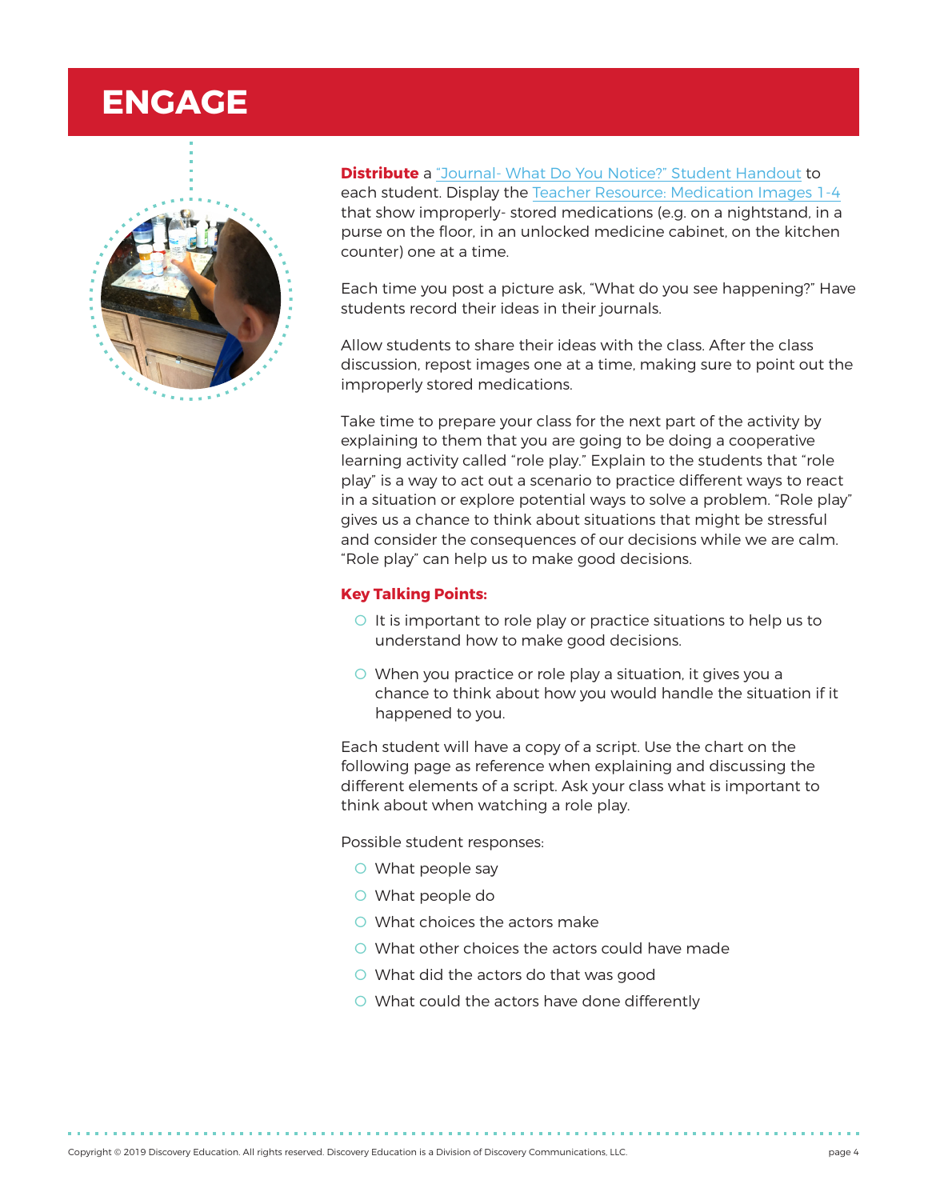# ENGAGE

**Distribute** a "Journal- What Do You Notice?" Student Handout to each student. Display the Teacher Resource: Medication Images 1-4 that show improperly- stored medications (e.g. on a nightstand, in a purse on the floor, in an unlocked medicine cabinet, on the kitchen counter) one at a time.

Each time you post a picture ask, "What do you see happening?" Have students record their ideas in their journals.

Allow students to share their ideas with the class. After the class discussion, repost images one at a time, making sure to point out the improperly stored medications.

Take time to prepare your class for the next part of the activity by explaining to them that you are going to be doing a cooperative learning activity called "role play." Explain to the students that "role play" is a way to act out a scenario to practice different ways to react in a situation or explore potential ways to solve a problem. "Role play" gives us a chance to think about situations that might be stressful and consider the consequences of our decisions while we are calm. "Role play" can help us to make good decisions.

**Key Talking Points:**

- It is important to role play or practice situations to help us to understand how to make good decisions.
- When you practice or role play a situation, it gives you a chance to think about how you would handle the situation if it happened to you.

Each student will have a copy of a script. Use the chart on the following page as reference when explaining and discussing the different elements of a script. Ask your class what is important to think about when watching a role play.

Possible student responses:

- What people say
- What people do
- What choices the actors make
- What other choices the actors could have made
- What did the actors do that was good
- What could the actors have done differently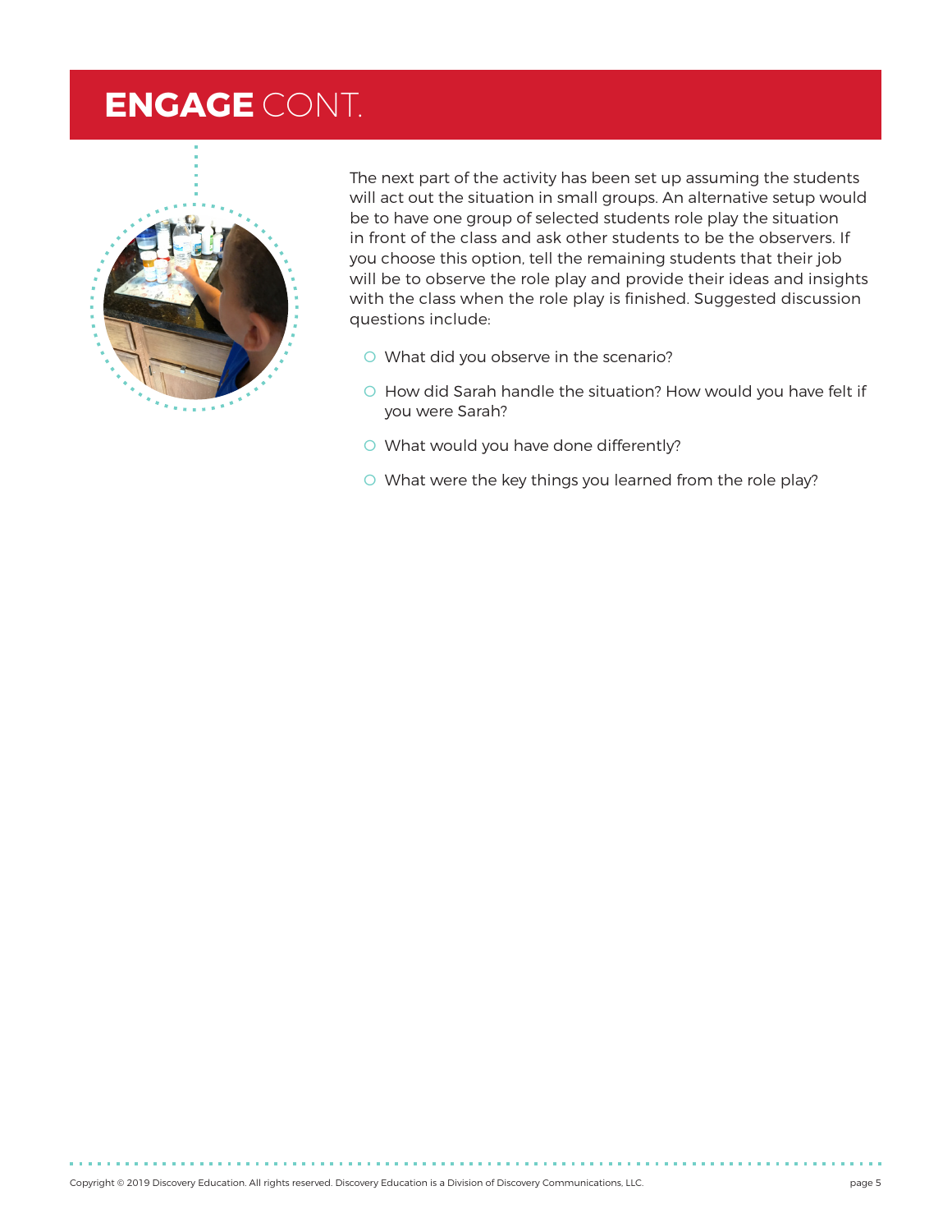# **ENGAGE** CONT.

The next part of the activity has been set up assuming the students will act out the situation in small groups. An alternative setup would be to have one group of selected students role play the situation in front of the class and ask other students to be the observers. If you choose this option, tell the remaining students that their job will be to observe the role play and provide their ideas and insights with the class when the role play is finished. Suggested discussion questions include:

- What did you observe in the scenario?
- How did Sarah handle the situation? How would you have felt if you were Sarah?
- What would you have done differently?
- What were the key things you learned from the role play?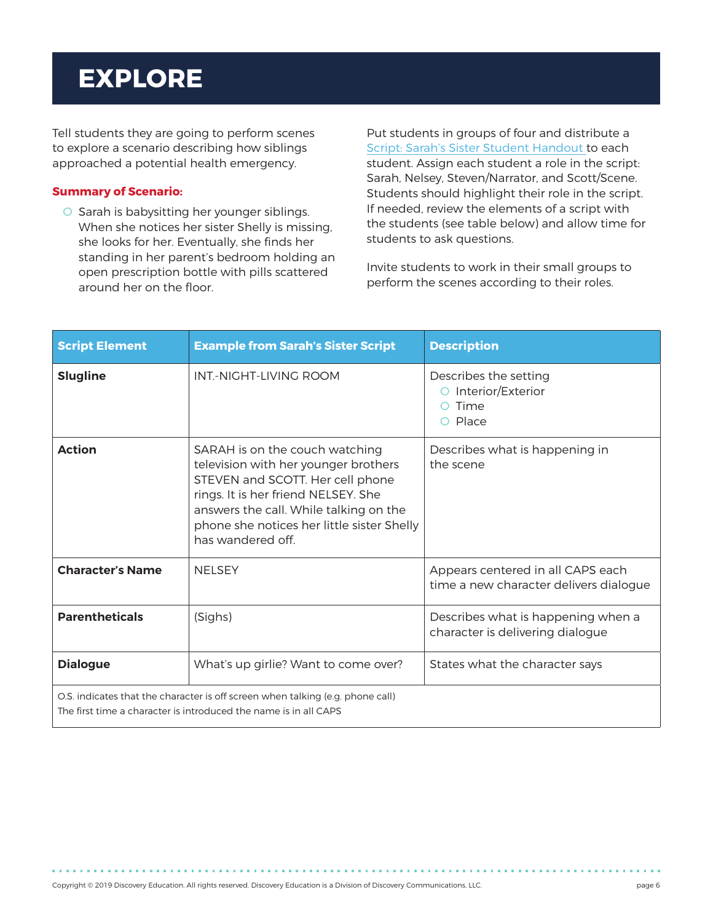# EXPLORE

Tell students they are going to perform scenes to explore a scenario describing how siblings approached a potential health emergency.

**Summary of Scenario:**

- Sarah is babysitting her younger siblings. When she notices her sister Shelly is missing, she looks for her. Eventually, she finds her standing in her parent's bedroom holding an open prescription bottle with pills scattered around her on the floor.

Put students in groups of four and distribute a Script: Sarah's Sister Student Handout to each student. Assign each student a role in the script: Sarah, Nelsey, Steven/Narrator, and Scott/Scene. Students should highlight their role in the script. If needed, review the elements of a script with the students (see table below) and allow time for students to ask questions.

Invite students to work in their small groups to perform the scenes according to their roles.

| Script Element | Example from Sarah's Sister Script | Description |
|---|---|---|
| **Slugline** | INT.-NIGHT-LIVING ROOM | Describes the setting<br>○ Interior/Exterior<br>○ Time<br>○ Place |
| **Action** | SARAH is on the couch watching television with her younger brothers STEVEN and SCOTT. Her cell phone rings. It is her friend NELSEY. She answers the call. While talking on the phone she notices her little sister Shelly has wandered off. | Describes what is happening in the scene |
| **Character's Name** | NELSEY | Appears centered in all CAPS each time a new character delivers dialogue |
| **Parentheticals** | (Sighs) | Describes what is happening when a character is delivering dialogue |
| **Dialogue** | What's up girlie? Want to come over? | States what the character says |
| O.S. indicates that the character is off screen when talking (e.g. phone call)<br>The first time a character is introduced the name is in all CAPS | | |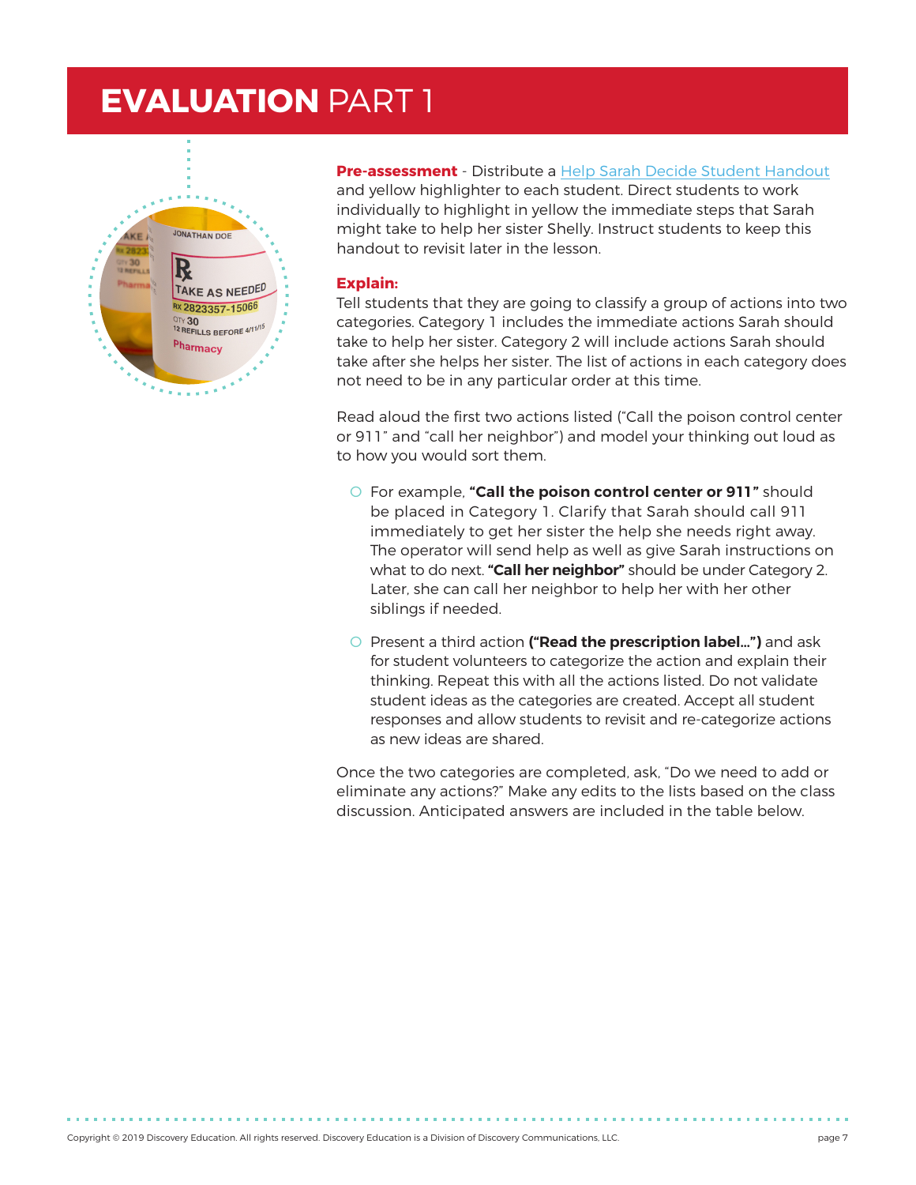# **EVALUATION** PART 1

**Pre-assessment** - Distribute a Help Sarah Decide Student Handout and yellow highlighter to each student. Direct students to work individually to highlight in yellow the immediate steps that Sarah might take to help her sister Shelly. Instruct students to keep this handout to revisit later in the lesson.

**Explain:**

Tell students that they are going to classify a group of actions into two categories. Category 1 includes the immediate actions Sarah should take to help her sister. Category 2 will include actions Sarah should take after she helps her sister. The list of actions in each category does not need to be in any particular order at this time.

Read aloud the first two actions listed ("Call the poison control center or 911" and "call her neighbor") and model your thinking out loud as to how you would sort them.

- For example, **"Call the poison control center or 911"** should be placed in Category 1. Clarify that Sarah should call 911 immediately to get her sister the help she needs right away. The operator will send help as well as give Sarah instructions on what to do next. **"Call her neighbor"** should be under Category 2. Later, she can call her neighbor to help her with her other siblings if needed.
- Present a third action **("Read the prescription label…")** and ask for student volunteers to categorize the action and explain their thinking. Repeat this with all the actions listed. Do not validate student ideas as the categories are created. Accept all student responses and allow students to revisit and re-categorize actions as new ideas are shared.

Once the two categories are completed, ask, "Do we need to add or eliminate any actions?" Make any edits to the lists based on the class discussion. Anticipated answers are included in the table below.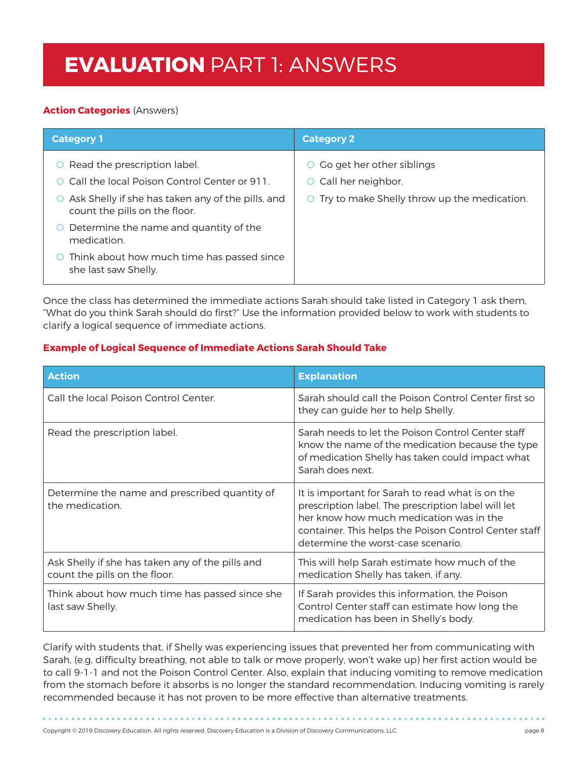# **EVALUATION** PART 1: ANSWERS

**Action Categories** (Answers)

| Category 1 | Category 2 |
|---|---|
| ○ Read the prescription label.<br>○ Call the local Poison Control Center or 911.<br>○ Ask Shelly if she has taken any of the pills, and count the pills on the floor.<br>○ Determine the name and quantity of the medication.<br>○ Think about how much time has passed since she last saw Shelly. | ○ Go get her other siblings<br>○ Call her neighbor.<br>○ Try to make Shelly throw up the medication. |

Once the class has determined the immediate actions Sarah should take listed in Category 1 ask them, "What do you think Sarah should do first?" Use the information provided below to work with students to clarify a logical sequence of immediate actions.

**Example of Logical Sequence of Immediate Actions Sarah Should Take**

| Action | Explanation |
|---|---|
| Call the local Poison Control Center. | Sarah should call the Poison Control Center first so they can guide her to help Shelly. |
| Read the prescription label. | Sarah needs to let the Poison Control Center staff know the name of the medication because the type of medication Shelly has taken could impact what Sarah does next. |
| Determine the name and prescribed quantity of the medication. | It is important for Sarah to read what is on the prescription label. The prescription label will let her know how much medication was in the container. This helps the Poison Control Center staff determine the worst-case scenario. |
| Ask Shelly if she has taken any of the pills and count the pills on the floor. | This will help Sarah estimate how much of the medication Shelly has taken, if any. |
| Think about how much time has passed since she last saw Shelly. | If Sarah provides this information, the Poison Control Center staff can estimate how long the medication has been in Shelly's body. |

Clarify with students that, if Shelly was experiencing issues that prevented her from communicating with Sarah, (e.g. difficulty breathing, not able to talk or move properly, won't wake up) her first action would be to call 9-1-1 and not the Poison Control Center. Also, explain that inducing vomiting to remove medication from the stomach before it absorbs is no longer the standard recommendation. Inducing vomiting is rarely recommended because it has not proven to be more effective than alternative treatments.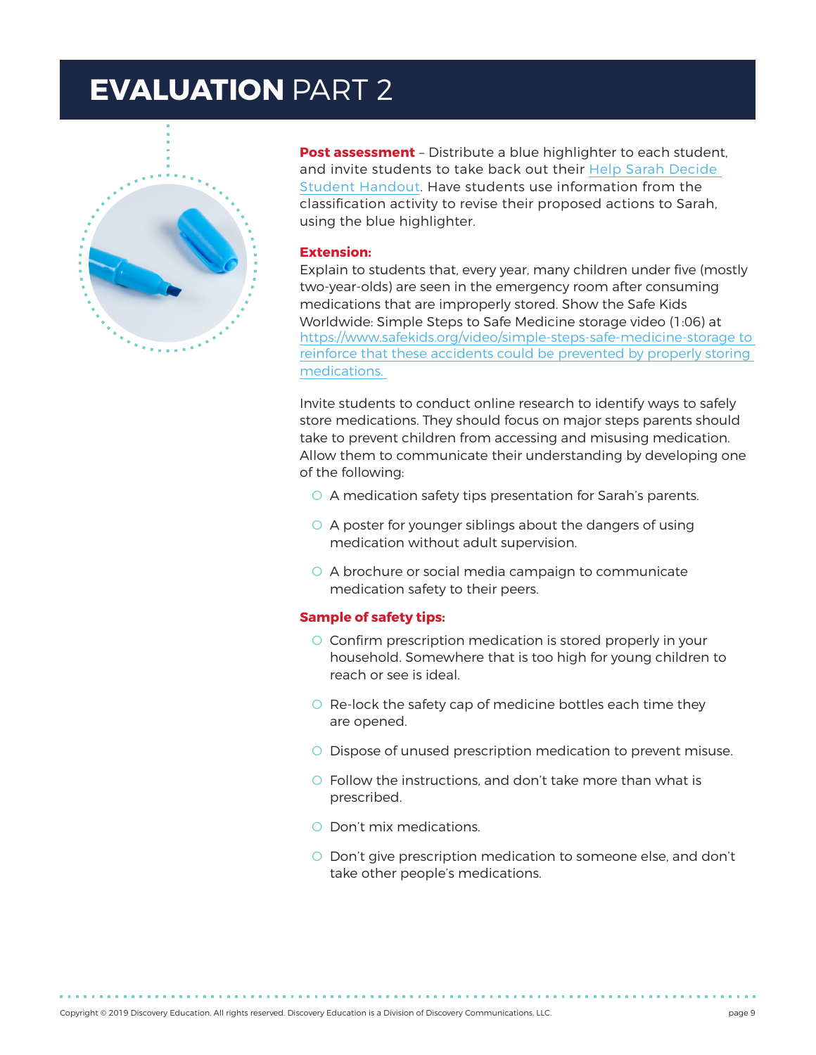# **EVALUATION** PART 2

**Post assessment** – Distribute a blue highlighter to each student, and invite students to take back out their Help Sarah Decide Student Handout. Have students use information from the classification activity to revise their proposed actions to Sarah, using the blue highlighter.

**Extension:**

Explain to students that, every year, many children under five (mostly two-year-olds) are seen in the emergency room after consuming medications that are improperly stored. Show the Safe Kids Worldwide: Simple Steps to Safe Medicine storage video (1:06) at https://www.safekids.org/video/simple-steps-safe-medicine-storage to reinforce that these accidents could be prevented by properly storing medications.

Invite students to conduct online research to identify ways to safely store medications. They should focus on major steps parents should take to prevent children from accessing and misusing medication. Allow them to communicate their understanding by developing one of the following:

- A medication safety tips presentation for Sarah's parents.
- A poster for younger siblings about the dangers of using medication without adult supervision.
- A brochure or social media campaign to communicate medication safety to their peers.

**Sample of safety tips:**

- Confirm prescription medication is stored properly in your household. Somewhere that is too high for young children to reach or see is ideal.
- Re-lock the safety cap of medicine bottles each time they are opened.
- Dispose of unused prescription medication to prevent misuse.
- Follow the instructions, and don't take more than what is prescribed.
- Don't mix medications.
- Don't give prescription medication to someone else, and don't take other people's medications.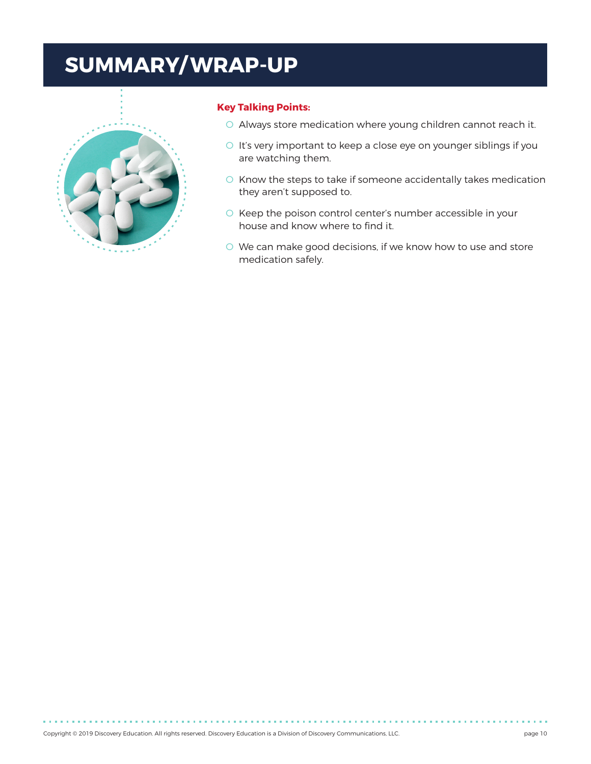# SUMMARY/WRAP-UP

**Key Talking Points:**

- Always store medication where young children cannot reach it.
- It's very important to keep a close eye on younger siblings if you are watching them.
- Know the steps to take if someone accidentally takes medication they aren't supposed to.
- Keep the poison control center's number accessible in your house and know where to find it.
- We can make good decisions, if we know how to use and store medication safely.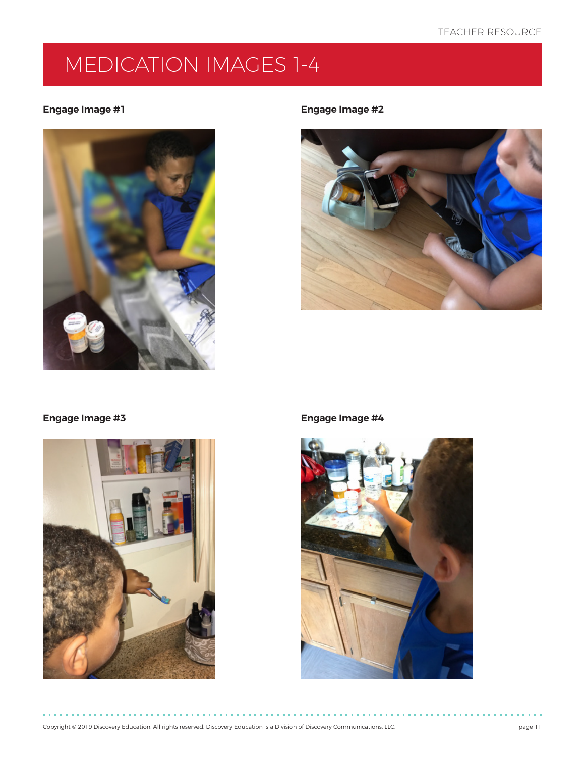# MEDICATION IMAGES 1-4

**Engage Image #1**

**Engage Image #2**

**Engage Image #3**

**Engage Image #4**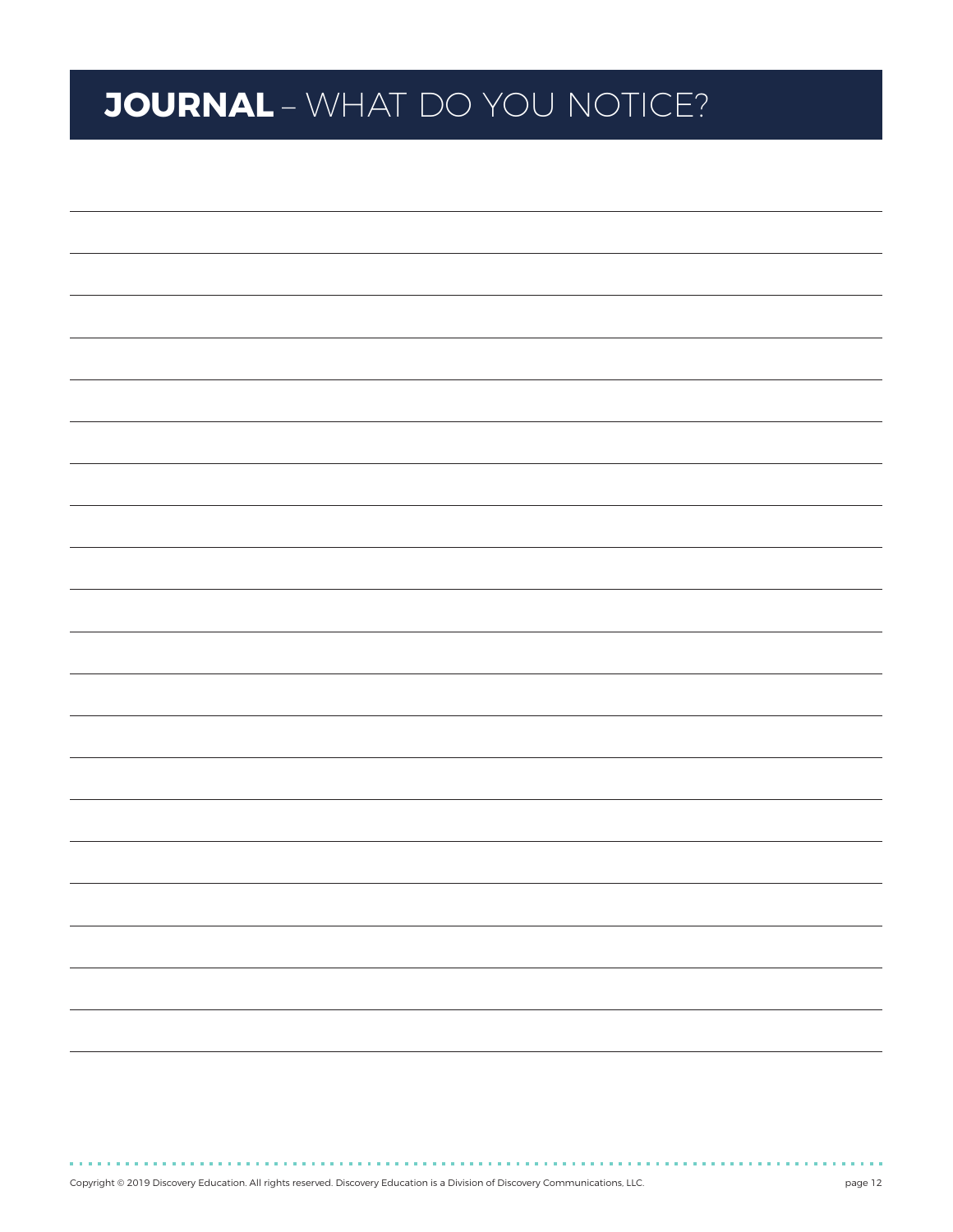# **JOURNAL** – WHAT DO YOU NOTICE?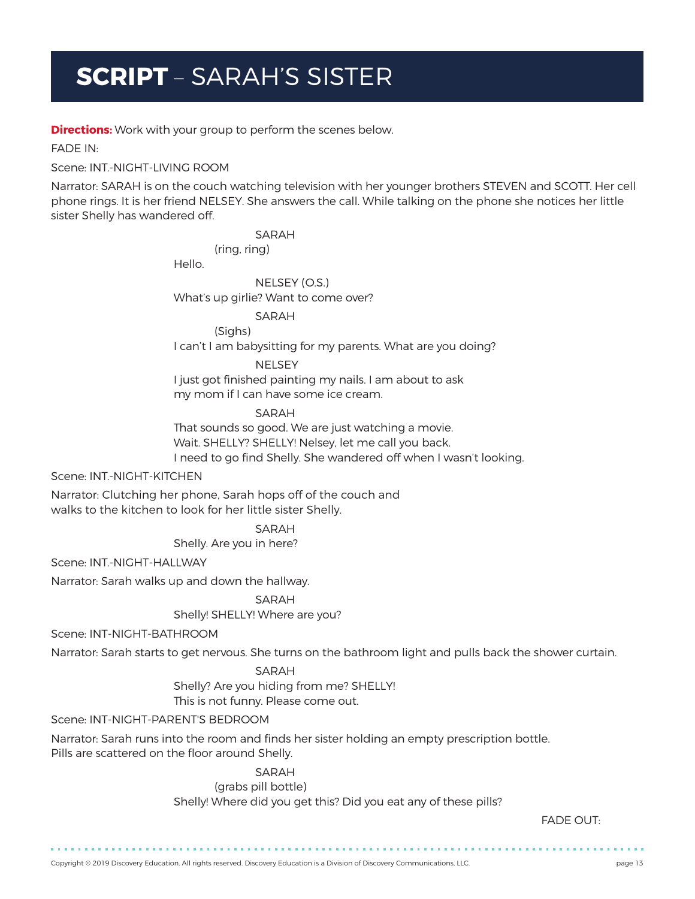# **SCRIPT** – SARAH'S SISTER

**Directions:** Work with your group to perform the scenes below.

FADE IN:

Scene: INT.-NIGHT-LIVING ROOM

Narrator: SARAH is on the couch watching television with her younger brothers STEVEN and SCOTT. Her cell phone rings. It is her friend NELSEY. She answers the call. While talking on the phone she notices her little sister Shelly has wandered off.

SARAH
(ring, ring)
Hello.

NELSEY (O.S.)
What's up girlie? Want to come over?

SARAH
(Sighs)
I can't I am babysitting for my parents. What are you doing?

NELSEY
I just got finished painting my nails. I am about to ask my mom if I can have some ice cream.

SARAH
That sounds so good. We are just watching a movie. Wait. SHELLY? SHELLY! Nelsey, let me call you back. I need to go find Shelly. She wandered off when I wasn't looking.

Scene: INT.-NIGHT-KITCHEN

Narrator: Clutching her phone, Sarah hops off of the couch and walks to the kitchen to look for her little sister Shelly.

SARAH
Shelly. Are you in here?

Scene: INT.-NIGHT-HALLWAY

Narrator: Sarah walks up and down the hallway.

SARAH
Shelly! SHELLY! Where are you?

Scene: INT-NIGHT-BATHROOM

Narrator: Sarah starts to get nervous. She turns on the bathroom light and pulls back the shower curtain.

SARAH
Shelly? Are you hiding from me? SHELLY! This is not funny. Please come out.

Scene: INT-NIGHT-PARENT'S BEDROOM

Narrator: Sarah runs into the room and finds her sister holding an empty prescription bottle. Pills are scattered on the floor around Shelly.

SARAH
(grabs pill bottle)
Shelly! Where did you get this? Did you eat any of these pills?

FADE OUT:

Copyright © 2019 Discovery Education. All rights reserved. Discovery Education is a Division of Discovery Communications, LLC.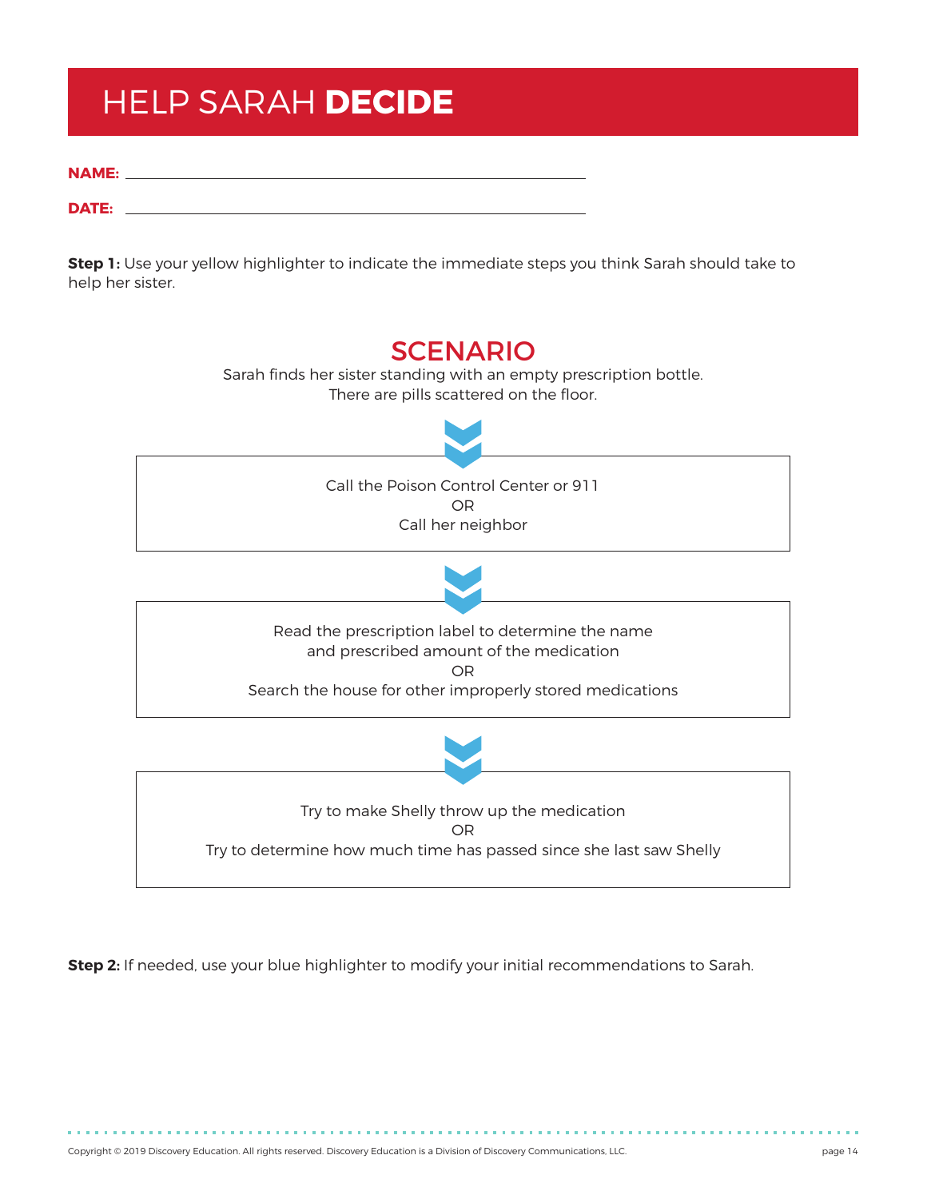# HELP SARAH **DECIDE**

**NAME:** ______________________________

**DATE:** ______________________________

**Step 1:** Use your yellow highlighter to indicate the immediate steps you think Sarah should take to help her sister.

## SCENARIO

Sarah finds her sister standing with an empty prescription bottle.
There are pills scattered on the floor.

Call the Poison Control Center or 911
OR
Call her neighbor

Read the prescription label to determine the name and prescribed amount of the medication
OR
Search the house for other improperly stored medications

Try to make Shelly throw up the medication
OR
Try to determine how much time has passed since she last saw Shelly

**Step 2:** If needed, use your blue highlighter to modify your initial recommendations to Sarah.

Copyright © 2019 Discovery Education. All rights reserved. Discovery Education is a Division of Discovery Communications, LLC.